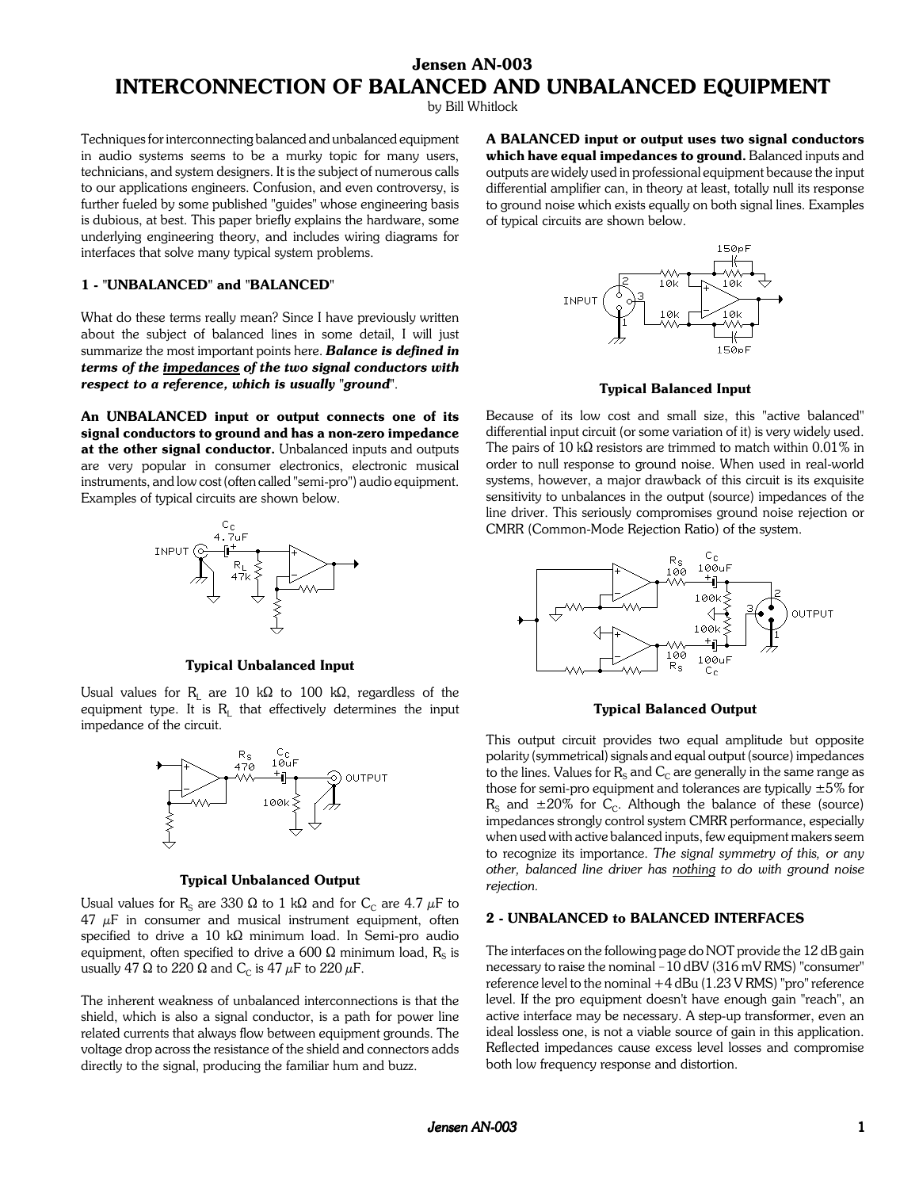# Jensen AN-003

# INTERCONNECTION OF BALANCED AND UNBALANCED EQUIPMENT

by Bill Whitlock

Techniques for interconnecting balanced and unbalanced equipment in audio systems seems to be a murky topic for many users, technicians, and system designers. It is the subject of numerous calls to our applications engineers. Confusion, and even controversy, is further fueled by some published "guides" whose engineering basis is dubious, at best. This paper briefly explains the hardware, some underlying engineering theory, and includes wiring diagrams for interfaces that solve many typical system problems.

## 1 - "UNBALANCED" and "BALANCED"

What do these terms really mean? Since I have previously written about the subject of balanced lines in some detail, I will just summarize the most important points here. ***Balance is defined in terms of the <u>impedances</u> of the two signal conductors with respect to a reference, which is usually "ground".***

**An UNBALANCED input or output connects one of its signal conductors to ground and has a non-zero impedance at the other signal conductor.** Unbalanced inputs and outputs are very popular in consumer electronics, electronic musical instruments, and low cost (often called "semi-pro") audio equipment. Examples of typical circuits are shown below.

**Typical Unbalanced Input**

Usual values for $R_L$ are 10 kΩ to 100 kΩ, regardless of the equipment type. It is $R_L$ that effectively determines the input impedance of the circuit.

**Typical Unbalanced Output**

Usual values for $R_S$ are 330 Ω to 1 kΩ and for $C_C$ are 4.7 μF to 47 μF in consumer and musical instrument equipment, often specified to drive a 10 kΩ minimum load. In Semi-pro audio equipment, often specified to drive a 600 Ω minimum load, $R_S$ is usually 47 Ω to 220 Ω and $C_C$ is 47 μF to 220 μF.

The inherent weakness of unbalanced interconnections is that the shield, which is also a signal conductor, is a path for power line related currents that always flow between equipment grounds. The voltage drop across the resistance of the shield and connectors adds directly to the signal, producing the familiar hum and buzz.

**A BALANCED input or output uses two signal conductors which have equal impedances to ground.** Balanced inputs and outputs are widely used in professional equipment because the input differential amplifier can, in theory at least, totally null its response to ground noise which exists equally on both signal lines. Examples of typical circuits are shown below.

**Typical Balanced Input**

Because of its low cost and small size, this "active balanced" differential input circuit (or some variation of it) is very widely used. The pairs of 10 kΩ resistors are trimmed to match within 0.01% in order to null response to ground noise. When used in real-world systems, however, a major drawback of this circuit is its exquisite sensitivity to unbalances in the output (source) impedances of the line driver. This seriously compromises ground noise rejection or CMRR (Common-Mode Rejection Ratio) of the system.

**Typical Balanced Output**

This output circuit provides two equal amplitude but opposite polarity (symmetrical) signals and equal output (source) impedances to the lines. Values for $R_S$ and $C_C$ are generally in the same range as those for semi-pro equipment and tolerances are typically ±5% for $R_S$ and ±20% for $C_C$. Although the balance of these (source) impedances strongly control system CMRR performance, especially when used with active balanced inputs, few equipment makers seem to recognize its importance. *The signal symmetry of this, or any other, balanced line driver has <u>nothing</u> to do with ground noise rejection.*

## 2 - UNBALANCED to BALANCED INTERFACES

The interfaces on the following page do NOT provide the 12 dB gain necessary to raise the nominal −10 dBV (316 mV RMS) "consumer" reference level to the nominal +4 dBu (1.23 V RMS) "pro" reference level. If the pro equipment doesn't have enough gain "reach", an active interface may be necessary. A step-up transformer, even an ideal lossless one, is not a viable source of gain in this application. Reflected impedances cause excess level losses and compromise both low frequency response and distortion.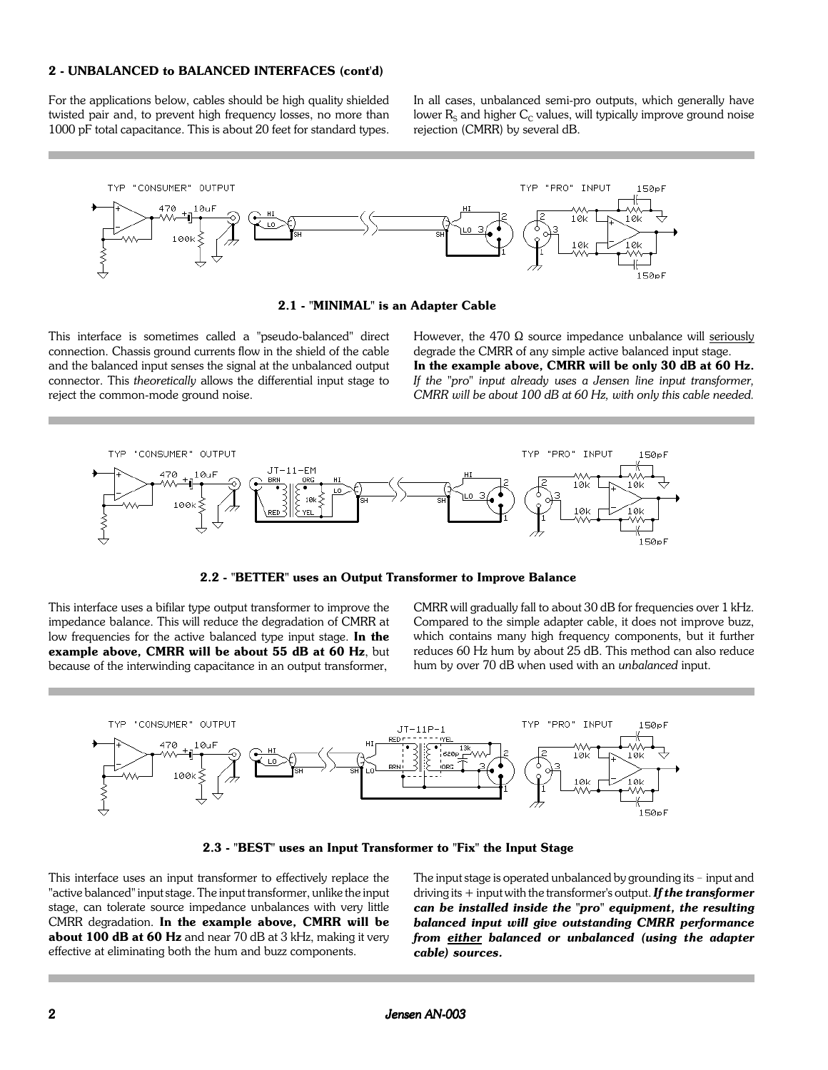## 2 - UNBALANCED to BALANCED INTERFACES (cont'd)

For the applications below, cables should be high quality shielded twisted pair and, to prevent high frequency losses, no more than 1000 pF total capacitance. This is about 20 feet for standard types.

In all cases, unbalanced semi-pro outputs, which generally have lower $R_S$ and higher $C_C$ values, will typically improve ground noise rejection (CMRR) by several dB.

**2.1 - "MINIMAL" is an Adapter Cable**

This interface is sometimes called a "pseudo-balanced" direct connection. Chassis ground currents flow in the shield of the cable and the balanced input senses the signal at the unbalanced output connector. This *theoretically* allows the differential input stage to reject the common-mode ground noise.

However, the 470 Ω source impedance unbalance will seriously degrade the CMRR of any simple active balanced input stage. **In the example above, CMRR will be only 30 dB at 60 Hz.** *If the "pro" input already uses a Jensen line input transformer, CMRR will be about 100 dB at 60 Hz, with only this cable needed.*

**2.2 - "BETTER" uses an Output Transformer to Improve Balance**

This interface uses a bifilar type output transformer to improve the impedance balance. This will reduce the degradation of CMRR at low frequencies for the active balanced type input stage. **In the example above, CMRR will be about 55 dB at 60 Hz**, but because of the interwinding capacitance in an output transformer, CMRR will gradually fall to about 30 dB for frequencies over 1 kHz. Compared to the simple adapter cable, it does not improve buzz, which contains many high frequency components, but it further reduces 60 Hz hum by about 25 dB. This method can also reduce hum by over 70 dB when used with an *unbalanced* input.

**2.3 - "BEST" uses an Input Transformer to "Fix" the Input Stage**

This interface uses an input transformer to effectively replace the "active balanced" input stage. The input transformer, unlike the input stage, can tolerate source impedance unbalances with very little CMRR degradation. **In the example above, CMRR will be about 100 dB at 60 Hz** and near 70 dB at 3 kHz, making it very effective at eliminating both the hum and buzz components.

The input stage is operated unbalanced by grounding its – input and driving its + input with the transformer's output. ***If the transformer can be installed inside the "pro" equipment, the resulting balanced input will give outstanding CMRR performance from either balanced or unbalanced (using the adapter cable) sources.***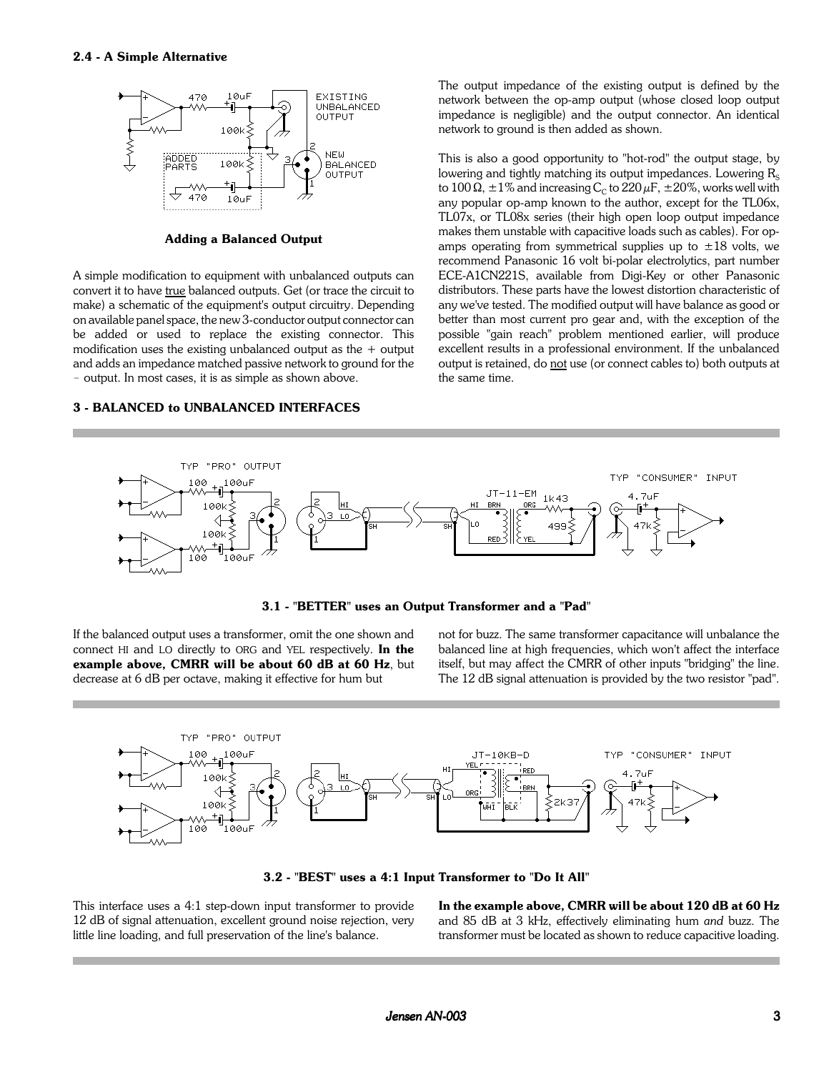### 2.4 - A Simple Alternative

**Adding a Balanced Output**

A simple modification to equipment with unbalanced outputs can convert it to have true balanced outputs. Get (or trace the circuit to make) a schematic of the equipment's output circuitry. Depending on available panel space, the new 3-conductor output connector can be added or used to replace the existing connector. This modification uses the existing unbalanced output as the + output and adds an impedance matched passive network to ground for the – output. In most cases, it is as simple as shown above.

The output impedance of the existing output is defined by the network between the op-amp output (whose closed loop output impedance is negligible) and the output connector. An identical network to ground is then added as shown.

This is also a good opportunity to "hot-rod" the output stage, by lowering and tightly matching its output impedances. Lowering $R_S$ to 100 Ω, ±1% and increasing $C_C$ to 220 μF, ±20%, works well with any popular op-amp known to the author, except for the TL06x, TL07x, or TL08x series (their high open loop output impedance makes them unstable with capacitive loads such as cables). For op-amps operating from symmetrical supplies up to ±18 volts, we recommend Panasonic 16 volt bi-polar electrolytics, part number ECE-A1CN221S, available from Digi-Key or other Panasonic distributors. These parts have the lowest distortion characteristic of any we've tested. The modified output will have balance as good or better than most current pro gear and, with the exception of the possible "gain reach" problem mentioned earlier, will produce excellent results in a professional environment. If the unbalanced output is retained, do not use (or connect cables to) both outputs at the same time.

## 3 - BALANCED to UNBALANCED INTERFACES

**3.1 - "BETTER" uses an Output Transformer and a "Pad"**

If the balanced output uses a transformer, omit the one shown and connect HI and LO directly to ORG and YEL respectively. **In the example above, CMRR will be about 60 dB at 60 Hz**, but decrease at 6 dB per octave, making it effective for hum but not for buzz. The same transformer capacitance will unbalance the balanced line at high frequencies, which won't affect the interface itself, but may affect the CMRR of other inputs "bridging" the line. The 12 dB signal attenuation is provided by the two resistor "pad".

**3.2 - "BEST" uses a 4:1 Input Transformer to "Do It All"**

This interface uses a 4:1 step-down input transformer to provide 12 dB of signal attenuation, excellent ground noise rejection, very little line loading, and full preservation of the line's balance.

**In the example above, CMRR will be about 120 dB at 60 Hz** and 85 dB at 3 kHz, effectively eliminating hum *and* buzz. The transformer must be located as shown to reduce capacitive loading.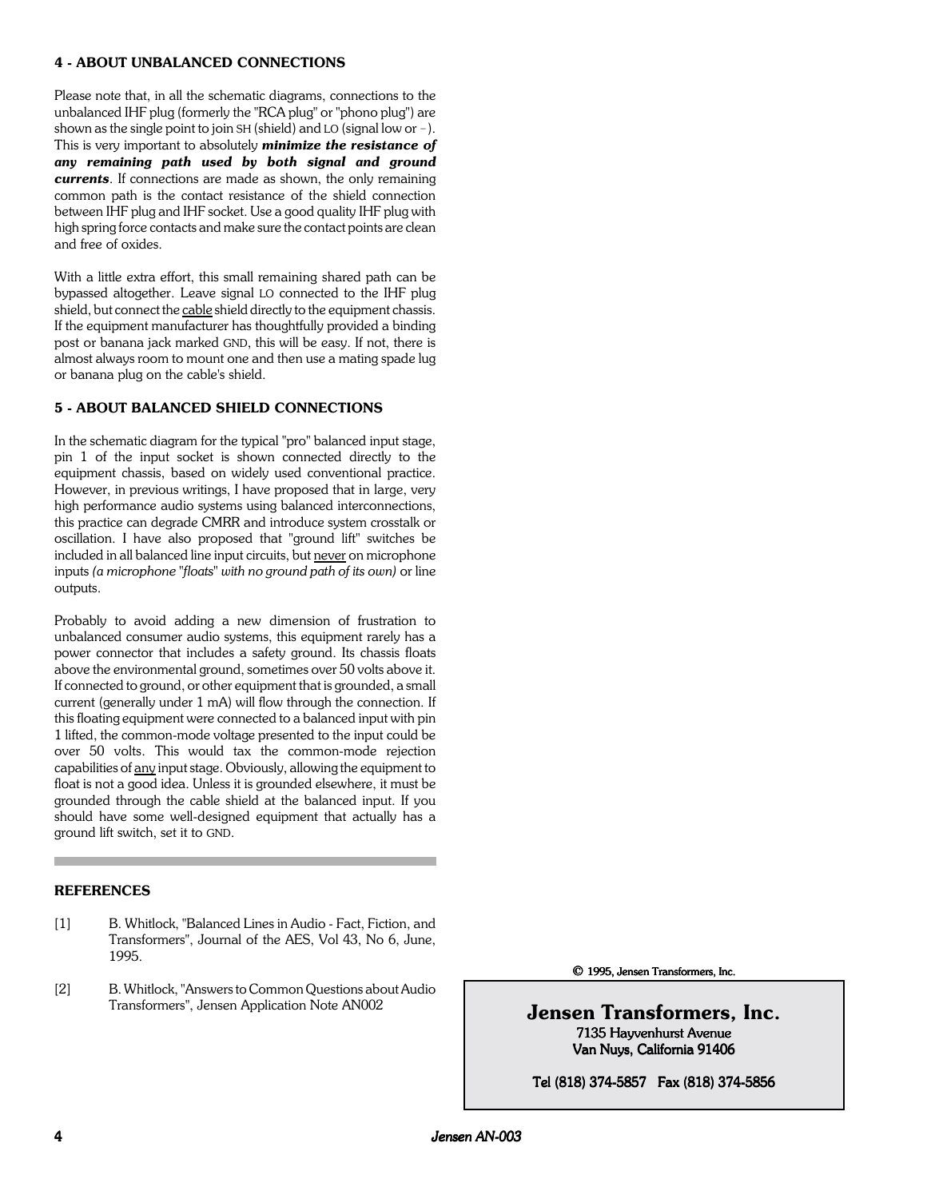## 4 - ABOUT UNBALANCED CONNECTIONS

Please note that, in all the schematic diagrams, connections to the unbalanced IHF plug (formerly the "RCA plug" or "phono plug") are shown as the single point to join SH (shield) and LO (signal low or –). This is very important to absolutely ***minimize the resistance of any remaining path used by both signal and ground currents***. If connections are made as shown, the only remaining common path is the contact resistance of the shield connection between IHF plug and IHF socket. Use a good quality IHF plug with high spring force contacts and make sure the contact points are clean and free of oxides.

With a little extra effort, this small remaining shared path can be bypassed altogether. Leave signal LO connected to the IHF plug shield, but connect the cable shield directly to the equipment chassis. If the equipment manufacturer has thoughtfully provided a binding post or banana jack marked GND, this will be easy. If not, there is almost always room to mount one and then use a mating spade lug or banana plug on the cable's shield.

## 5 - ABOUT BALANCED SHIELD CONNECTIONS

In the schematic diagram for the typical "pro" balanced input stage, pin 1 of the input socket is shown connected directly to the equipment chassis, based on widely used conventional practice. However, in previous writings, I have proposed that in large, very high performance audio systems using balanced interconnections, this practice can degrade CMRR and introduce system crosstalk or oscillation. I have also proposed that "ground lift" switches be included in all balanced line input circuits, but never on microphone inputs *(a microphone "floats" with no ground path of its own)* or line outputs.

Probably to avoid adding a new dimension of frustration to unbalanced consumer audio systems, this equipment rarely has a power connector that includes a safety ground. Its chassis floats above the environmental ground, sometimes over 50 volts above it. If connected to ground, or other equipment that is grounded, a small current (generally under 1 mA) will flow through the connection. If this floating equipment were connected to a balanced input with pin 1 lifted, the common-mode voltage presented to the input could be over 50 volts. This would tax the common-mode rejection capabilities of any input stage. Obviously, allowing the equipment to float is not a good idea. Unless it is grounded elsewhere, it must be grounded through the cable shield at the balanced input. If you should have some well-designed equipment that actually has a ground lift switch, set it to GND.

## REFERENCES

[1] B. Whitlock, "Balanced Lines in Audio - Fact, Fiction, and Transformers", Journal of the AES, Vol 43, No 6, June, 1995.

[2] B. Whitlock, "Answers to Common Questions about Audio Transformers", Jensen Application Note AN002

© 1995, Jensen Transformers, Inc.

**Jensen Transformers, Inc.**
7135 Hayvenhurst Avenue
Van Nuys, California 91406

Tel (818) 374-5857 Fax (818) 374-5856